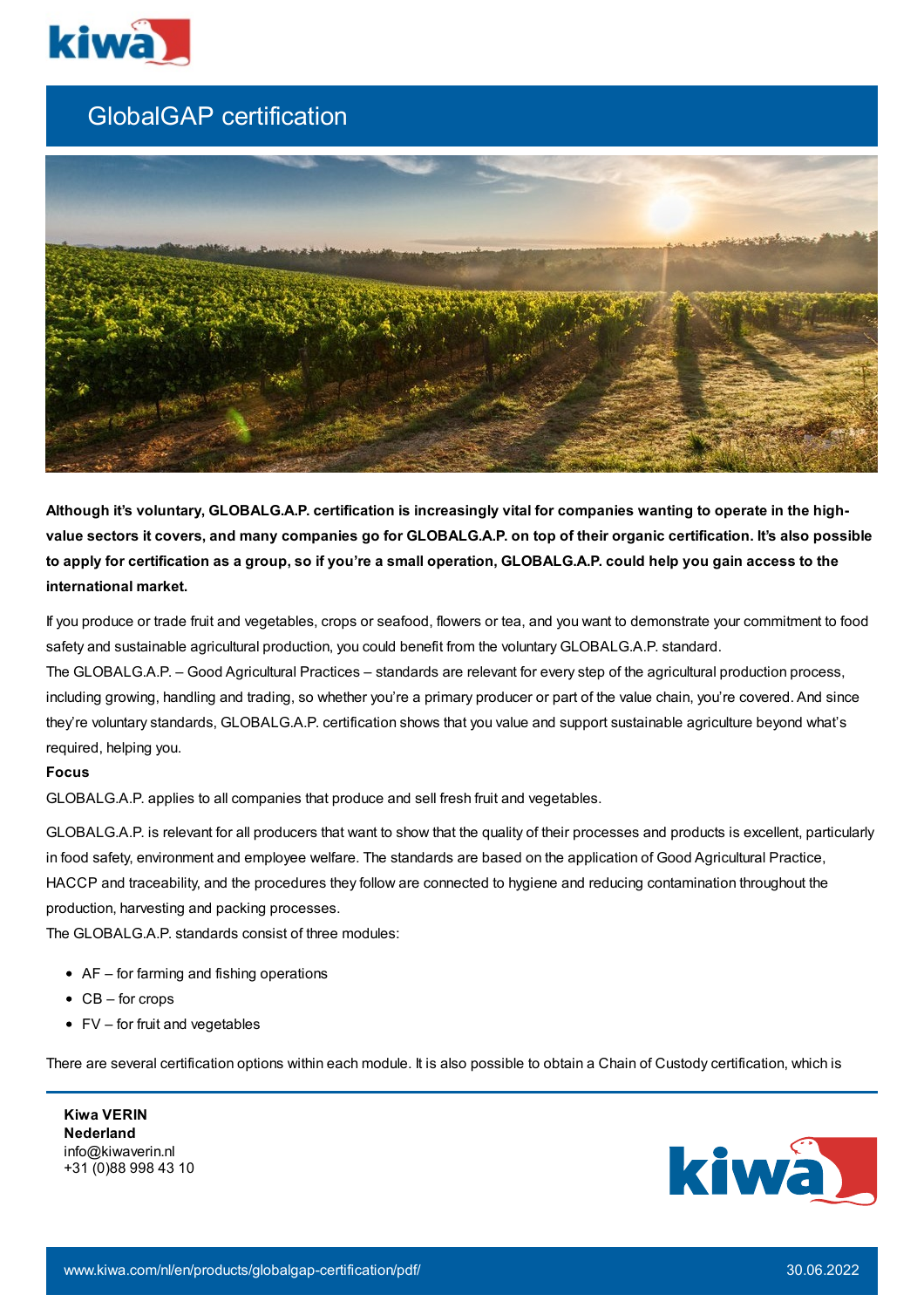# GlobalGAP certification

**Although it's voluntary, GLOBALG.A.P. certification is increasingly vital for companies wanting to operate in the high-value sectors it covers, and many companies go for GLOBALG.A.P. on top of their organic certification. It's also possible to apply for certification as a group, so if you're a small operation, GLOBALG.A.P. could help you gain access to the international market.**

If you produce or trade fruit and vegetables, crops or seafood, flowers or tea, and you want to demonstrate your commitment to food safety and sustainable agricultural production, you could benefit from the voluntary GLOBALG.A.P. standard.
The GLOBALG.A.P. – Good Agricultural Practices – standards are relevant for every step of the agricultural production process, including growing, handling and trading, so whether you're a primary producer or part of the value chain, you're covered. And since they're voluntary standards, GLOBALG.A.P. certification shows that you value and support sustainable agriculture beyond what's required, helping you.

**Focus**

GLOBALG.A.P. applies to all companies that produce and sell fresh fruit and vegetables.

GLOBALG.A.P. is relevant for all producers that want to show that the quality of their processes and products is excellent, particularly in food safety, environment and employee welfare. The standards are based on the application of Good Agricultural Practice, HACCP and traceability, and the procedures they follow are connected to hygiene and reducing contamination throughout the production, harvesting and packing processes.
The GLOBALG.A.P. standards consist of three modules:

- AF – for farming and fishing operations
- CB – for crops
- FV – for fruit and vegetables

There are several certification options within each module. It is also possible to obtain a Chain of Custody certification, which is

**Kiwa VERIN**
**Nederland**
info@kiwaverin.nl
+31 (0)88 998 43 10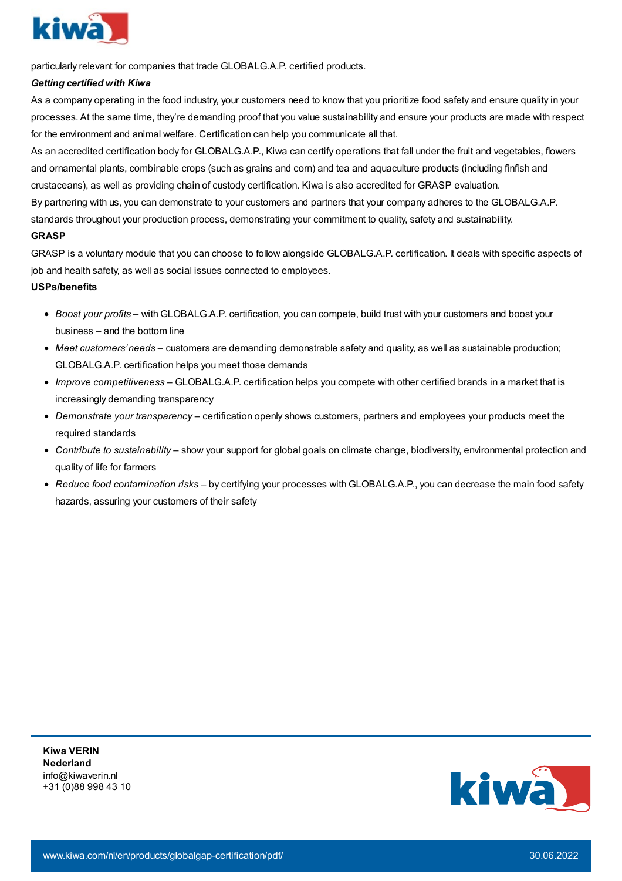particularly relevant for companies that trade GLOBALG.A.P. certified products.

***Getting certified with Kiwa***

As a company operating in the food industry, your customers need to know that you prioritize food safety and ensure quality in your processes. At the same time, they're demanding proof that you value sustainability and ensure your products are made with respect for the environment and animal welfare. Certification can help you communicate all that.

As an accredited certification body for GLOBALG.A.P., Kiwa can certify operations that fall under the fruit and vegetables, flowers and ornamental plants, combinable crops (such as grains and corn) and tea and aquaculture products (including finfish and crustaceans), as well as providing chain of custody certification. Kiwa is also accredited for GRASP evaluation.

By partnering with us, you can demonstrate to your customers and partners that your company adheres to the GLOBALG.A.P. standards throughout your production process, demonstrating your commitment to quality, safety and sustainability.

**GRASP**

GRASP is a voluntary module that you can choose to follow alongside GLOBALG.A.P. certification. It deals with specific aspects of job and health safety, as well as social issues connected to employees.

**USPs/benefits**

- *Boost your profits* – with GLOBALG.A.P. certification, you can compete, build trust with your customers and boost your business – and the bottom line
- *Meet customers' needs* – customers are demanding demonstrable safety and quality, as well as sustainable production; GLOBALG.A.P. certification helps you meet those demands
- *Improve competitiveness* – GLOBALG.A.P. certification helps you compete with other certified brands in a market that is increasingly demanding transparency
- *Demonstrate your transparency* – certification openly shows customers, partners and employees your products meet the required standards
- *Contribute to sustainability* – show your support for global goals on climate change, biodiversity, environmental protection and quality of life for farmers
- *Reduce food contamination risks* – by certifying your processes with GLOBALG.A.P., you can decrease the main food safety hazards, assuring your customers of their safety

**Kiwa VERIN**
**Nederland**
info@kiwaverin.nl
+31 (0)88 998 43 10